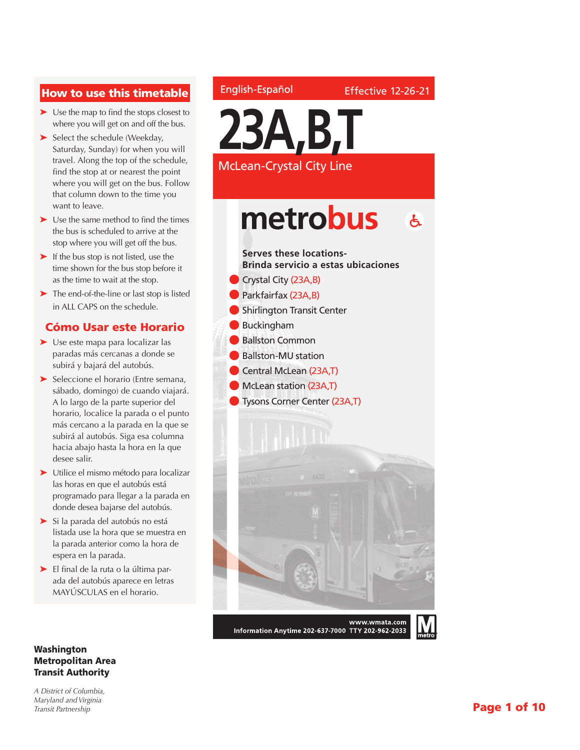English-Español

Effective 12-26-21

# 23A,B,T

## McLean-Crystal City Line

metrobus

**Serves these locations-**
**Brinda servicio a estas ubicaciones**

- Crystal City (23A,B)
- Parkfairfax (23A,B)
- Shirlington Transit Center
- Buckingham
- Ballston Common
- Ballston-MU station
- Central McLean (23A,T)
- McLean station (23A,T)
- Tysons Corner Center (23A,T)

www.wmata.com
Information Anytime 202-637-7000 TTY 202-962-2033

## How to use this timetable

- Use the map to find the stops closest to where you will get on and off the bus.
- Select the schedule (Weekday, Saturday, Sunday) for when you will travel. Along the top of the schedule, find the stop at or nearest the point where you will get on the bus. Follow that column down to the time you want to leave.
- Use the same method to find the times the bus is scheduled to arrive at the stop where you will get off the bus.
- If the bus stop is not listed, use the time shown for the bus stop before it as the time to wait at the stop.
- The end-of-the-line or last stop is listed in ALL CAPS on the schedule.

## Cómo Usar este Horario

- Use este mapa para localizar las paradas más cercanas a donde se subirá y bajará del autobús.
- Seleccione el horario (Entre semana, sábado, domingo) de cuando viajará. A lo largo de la parte superior del horario, localice la parada o el punto más cercano a la parada en la que se subirá al autobús. Siga esa columna hacia abajo hasta la hora en la que desee salir.
- Utilice el mismo método para localizar las horas en que el autobús está programado para llegar a la parada en donde desea bajarse del autobús.
- Si la parada del autobús no está listada use la hora que se muestra en la parada anterior como la hora de espera en la parada.
- El final de la ruta o la última parada del autobús aparece en letras MAYÚSCULAS en el horario.

**Washington Metropolitan Area Transit Authority**

*A District of Columbia, Maryland and Virginia Transit Partnership*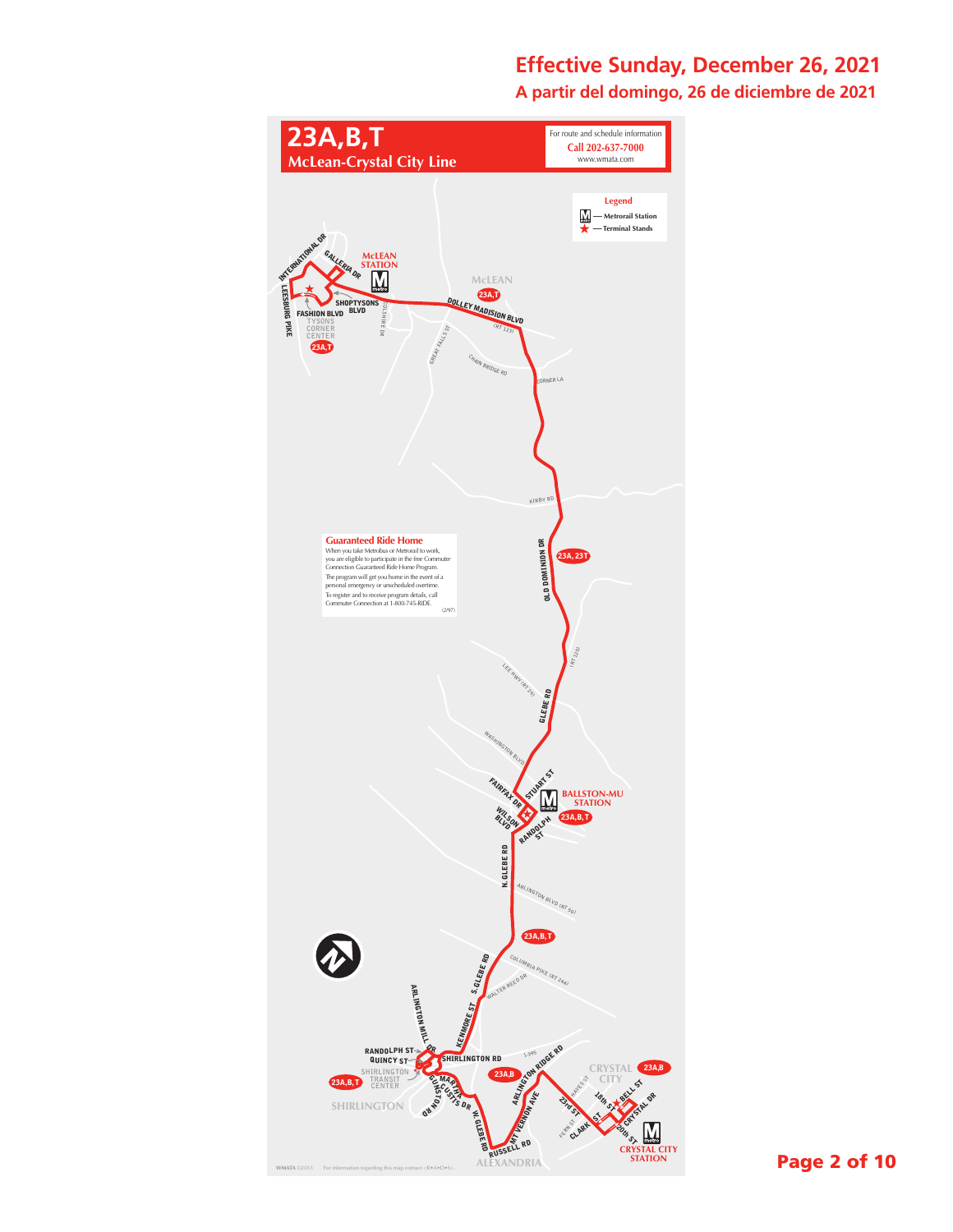# Effective Sunday, December 26, 2021

## A partir del domingo, 26 de diciembre de 2021

# 23A,B,T

## McLean-Crystal City Line

For route and schedule information
**Call 202-637-7000**
www.wmata.com

**Legend**
- Metrorail Station
- Terminal Stands

INTERNATIONAL DR
GALLERIA DR
McLEAN STATION
LEESBURG PIKE
FASHION BLVD
SHOPTYSONS BLVD
TYSONS CORNER CENTER
23A,T
COLSHIRE DR
McLEAN
23A,T
DOLLEY MADISON BLVD (RT 123)
GREAT FALLS ST
CHAIN BRIDGE RD
CORNER LA
KIRBY RD
OLD DOMINION DR
23A, 23T
(RT 120)
LEE HWY (RT 29)
GLEBE RD
WASHINGTON BLVD
FAIRFAX DR
STUART ST
BALLSTON-MU STATION
23A,B,T
WILSON BLVD
RANDOLPH ST
N. GLEBE RD
ARLINGTON BLVD (RT 50)
23A,B,T
S. GLEBE RD
COLUMBIA PIKE (RT 244)
WALTER REED DR
ARLINGTON MILL DR
KENMORE ST
RANDOLPH ST
QUINCY ST
SHIRLINGTON RD
I-395
SHIRLINGTON TRANSIT CENTER
23A,B,T
23A,B
ARLINGTON RIDGE RD
CRYSTAL CITY
23A,B
SHIRLINGTON
MARTHA CUSTIS DR
GUNSTON RD
W. GLEBE RD
ARLINGTON AVE
MT VERNON AVE
RUSSELL RD
ALEXANDRIA
HAYES ST
23rd ST
18th ST
BELL ST
CRYSTAL DR
FERN ST
CLARK ST
20th ST
CRYSTAL CITY STATION

**Guaranteed Ride Home**

When you take Metrobus or Metrorail to work, you are eligible to participate in the free Commuter Connection Guaranteed Ride Home Program.

The program will get you home in the event of a personal emergency or unscheduled overtime.

To register and to receive program details, call Commuter Connection at 1-800-745-RIDE.

(2/97)

WMATA ©2013 For information regarding this map contact <R•A•D•S>.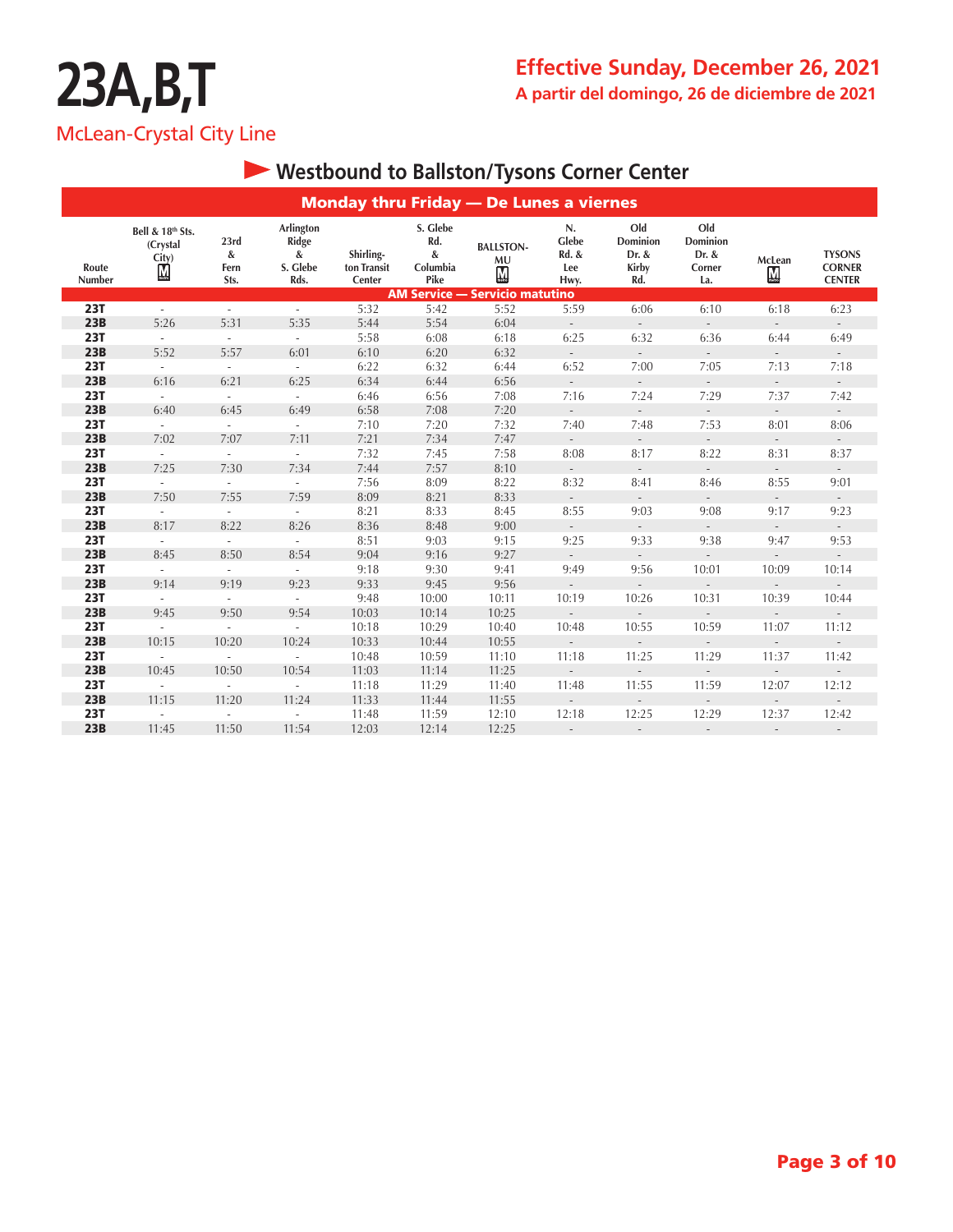# 23A,B,T

McLean-Crystal City Line

**Effective Sunday, December 26, 2021**

**A partir del domingo, 26 de diciembre de 2021**

## Westbound to Ballston/Tysons Corner Center

### Monday thru Friday — De Lunes a viernes

| Route Number | Bell & 18th Sts. (Crystal City) Ⓜ | 23rd & Fern Sts. | Arlington Ridge & S. Glebe Rds. | Shirlington Transit Center | S. Glebe Rd. & Columbia Pike | BALLSTON-MU Ⓜ | N. Glebe Rd. & Lee Hwy. | Old Dominion Dr. & Kirby Rd. | Old Dominion Dr. & Corner La. | McLean Ⓜ | TYSONS CORNER CENTER |
|---|---|---|---|---|---|---|---|---|---|---|---|
| **AM Service — Servicio matutino** | | | | | | | | | | | |
| **23T** | - | - | - | 5:32 | 5:42 | 5:52 | 5:59 | 6:06 | 6:10 | 6:18 | 6:23 |
| **23B** | 5:26 | 5:31 | 5:35 | 5:44 | 5:54 | 6:04 | - | - | - | - | - |
| **23T** | - | - | - | 5:58 | 6:08 | 6:18 | 6:25 | 6:32 | 6:36 | 6:44 | 6:49 |
| **23B** | 5:52 | 5:57 | 6:01 | 6:10 | 6:20 | 6:32 | - | - | - | - | - |
| **23T** | - | - | - | 6:22 | 6:32 | 6:44 | 6:52 | 7:00 | 7:05 | 7:13 | 7:18 |
| **23B** | 6:16 | 6:21 | 6:25 | 6:34 | 6:44 | 6:56 | - | - | - | - | - |
| **23T** | - | - | - | 6:46 | 6:56 | 7:08 | 7:16 | 7:24 | 7:29 | 7:37 | 7:42 |
| **23B** | 6:40 | 6:45 | 6:49 | 6:58 | 7:08 | 7:20 | - | - | - | - | - |
| **23T** | - | - | - | 7:10 | 7:20 | 7:32 | 7:40 | 7:48 | 7:53 | 8:01 | 8:06 |
| **23B** | 7:02 | 7:07 | 7:11 | 7:21 | 7:34 | 7:47 | - | - | - | - | - |
| **23T** | - | - | - | 7:32 | 7:45 | 7:58 | 8:08 | 8:17 | 8:22 | 8:31 | 8:37 |
| **23B** | 7:25 | 7:30 | 7:34 | 7:44 | 7:57 | 8:10 | - | - | - | - | - |
| **23T** | - | - | - | 7:56 | 8:09 | 8:22 | 8:32 | 8:41 | 8:46 | 8:55 | 9:01 |
| **23B** | 7:50 | 7:55 | 7:59 | 8:09 | 8:21 | 8:33 | - | - | - | - | - |
| **23T** | - | - | - | 8:21 | 8:33 | 8:45 | 8:55 | 9:03 | 9:08 | 9:17 | 9:23 |
| **23B** | 8:17 | 8:22 | 8:26 | 8:36 | 8:48 | 9:00 | - | - | - | - | - |
| **23T** | - | - | - | 8:51 | 9:03 | 9:15 | 9:25 | 9:33 | 9:38 | 9:47 | 9:53 |
| **23B** | 8:45 | 8:50 | 8:54 | 9:04 | 9:16 | 9:27 | - | - | - | - | - |
| **23T** | - | - | - | 9:18 | 9:30 | 9:41 | 9:49 | 9:56 | 10:01 | 10:09 | 10:14 |
| **23B** | 9:14 | 9:19 | 9:23 | 9:33 | 9:45 | 9:56 | - | - | - | - | - |
| **23T** | - | - | - | 9:48 | 10:00 | 10:11 | 10:19 | 10:26 | 10:31 | 10:39 | 10:44 |
| **23B** | 9:45 | 9:50 | 9:54 | 10:03 | 10:14 | 10:25 | - | - | - | - | - |
| **23T** | - | - | - | 10:18 | 10:29 | 10:40 | 10:48 | 10:55 | 10:59 | 11:07 | 11:12 |
| **23B** | 10:15 | 10:20 | 10:24 | 10:33 | 10:44 | 10:55 | - | - | - | - | - |
| **23T** | - | - | - | 10:48 | 10:59 | 11:10 | 11:18 | 11:25 | 11:29 | 11:37 | 11:42 |
| **23B** | 10:45 | 10:50 | 10:54 | 11:03 | 11:14 | 11:25 | - | - | - | - | - |
| **23T** | - | - | - | 11:18 | 11:29 | 11:40 | 11:48 | 11:55 | 11:59 | 12:07 | 12:12 |
| **23B** | 11:15 | 11:20 | 11:24 | 11:33 | 11:44 | 11:55 | - | - | - | - | - |
| **23T** | - | - | - | 11:48 | 11:59 | 12:10 | 12:18 | 12:25 | 12:29 | 12:37 | 12:42 |
| **23B** | 11:45 | 11:50 | 11:54 | 12:03 | 12:14 | 12:25 | - | - | - | - | - |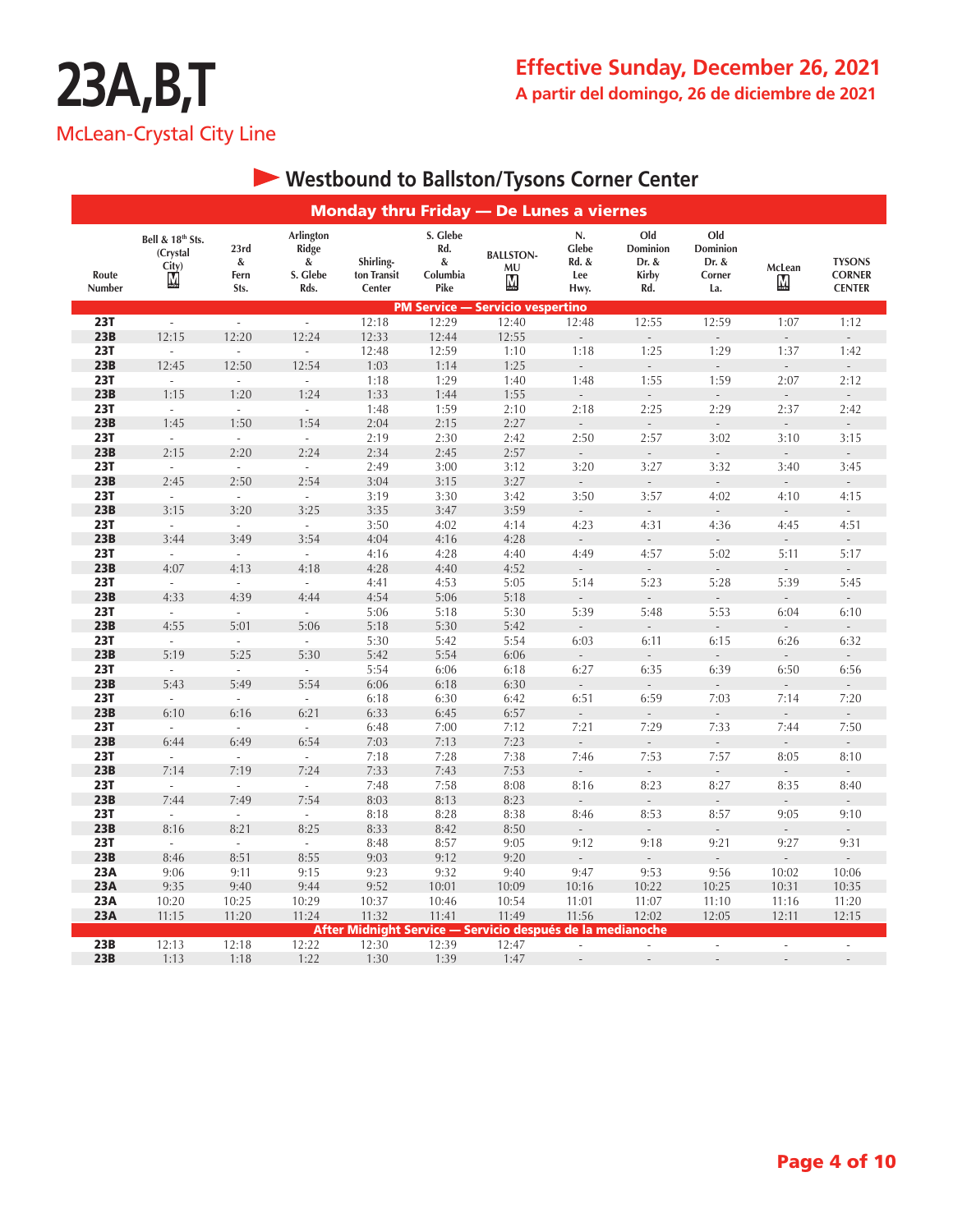# 23A,B,T

McLean-Crystal City Line

**Effective Sunday, December 26, 2021**
**A partir del domingo, 26 de diciembre de 2021**

## Westbound to Ballston/Tysons Corner Center

### Monday thru Friday — De Lunes a viernes

| Route Number | Bell & 18th Sts. (Crystal City) M | 23rd & Fern Sts. | Arlington Ridge & S. Glebe Rds. | Shirlington Transit Center | S. Glebe Rd. & Columbia Pike | BALLSTON-MU M | N. Glebe Rd. & Lee Hwy. | Old Dominion Dr. & Kirby Rd. | Old Dominion Dr. & Corner La. | McLean M | TYSONS CORNER CENTER |
|---|---|---|---|---|---|---|---|---|---|---|---|
| **PM Service — Servicio vespertino** | | | | | | | | | | | |
| 23T | - | - | - | 12:18 | 12:29 | 12:40 | 12:48 | 12:55 | 12:59 | 1:07 | 1:12 |
| 23B | 12:15 | 12:20 | 12:24 | 12:33 | 12:44 | 12:55 | - | - | - | - | - |
| 23T | - | - | - | 12:48 | 12:59 | 1:10 | 1:18 | 1:25 | 1:29 | 1:37 | 1:42 |
| 23B | 12:45 | 12:50 | 12:54 | 1:03 | 1:14 | 1:25 | - | - | - | - | - |
| 23T | - | - | - | 1:18 | 1:29 | 1:40 | 1:48 | 1:55 | 1:59 | 2:07 | 2:12 |
| 23B | 1:15 | 1:20 | 1:24 | 1:33 | 1:44 | 1:55 | - | - | - | - | - |
| 23T | - | - | - | 1:48 | 1:59 | 2:10 | 2:18 | 2:25 | 2:29 | 2:37 | 2:42 |
| 23B | 1:45 | 1:50 | 1:54 | 2:04 | 2:15 | 2:27 | - | - | - | - | - |
| 23T | - | - | - | 2:19 | 2:30 | 2:42 | 2:50 | 2:57 | 3:02 | 3:10 | 3:15 |
| 23B | 2:15 | 2:20 | 2:24 | 2:34 | 2:45 | 2:57 | - | - | - | - | - |
| 23T | - | - | - | 2:49 | 3:00 | 3:12 | 3:20 | 3:27 | 3:32 | 3:40 | 3:45 |
| 23B | 2:45 | 2:50 | 2:54 | 3:04 | 3:15 | 3:27 | - | - | - | - | - |
| 23T | - | - | - | 3:19 | 3:30 | 3:42 | 3:50 | 3:57 | 4:02 | 4:10 | 4:15 |
| 23B | 3:15 | 3:20 | 3:25 | 3:35 | 3:47 | 3:59 | - | - | - | - | - |
| 23T | - | - | - | 3:50 | 4:02 | 4:14 | 4:23 | 4:31 | 4:36 | 4:45 | 4:51 |
| 23B | 3:44 | 3:49 | 3:54 | 4:04 | 4:16 | 4:28 | - | - | - | - | - |
| 23T | - | - | - | 4:16 | 4:28 | 4:40 | 4:49 | 4:57 | 5:02 | 5:11 | 5:17 |
| 23B | 4:07 | 4:13 | 4:18 | 4:28 | 4:40 | 4:52 | - | - | - | - | - |
| 23T | - | - | - | 4:41 | 4:53 | 5:05 | 5:14 | 5:23 | 5:28 | 5:39 | 5:45 |
| 23B | 4:33 | 4:39 | 4:44 | 4:54 | 5:06 | 5:18 | - | - | - | - | - |
| 23T | - | - | - | 5:06 | 5:18 | 5:30 | 5:39 | 5:48 | 5:53 | 6:04 | 6:10 |
| 23B | 4:55 | 5:01 | 5:06 | 5:18 | 5:30 | 5:42 | - | - | - | - | - |
| 23T | - | - | - | 5:30 | 5:42 | 5:54 | 6:03 | 6:11 | 6:15 | 6:26 | 6:32 |
| 23B | 5:19 | 5:25 | 5:30 | 5:42 | 5:54 | 6:06 | - | - | - | - | - |
| 23T | - | - | - | 5:54 | 6:06 | 6:18 | 6:27 | 6:35 | 6:39 | 6:50 | 6:56 |
| 23B | 5:43 | 5:49 | 5:54 | 6:06 | 6:18 | 6:30 | - | - | - | - | - |
| 23T | - | - | - | 6:18 | 6:30 | 6:42 | 6:51 | 6:59 | 7:03 | 7:14 | 7:20 |
| 23B | 6:10 | 6:16 | 6:21 | 6:33 | 6:45 | 6:57 | - | - | - | - | - |
| 23T | - | - | - | 6:48 | 7:00 | 7:12 | 7:21 | 7:29 | 7:33 | 7:44 | 7:50 |
| 23B | 6:44 | 6:49 | 6:54 | 7:03 | 7:13 | 7:23 | - | - | - | - | - |
| 23T | - | - | - | 7:18 | 7:28 | 7:38 | 7:46 | 7:53 | 7:57 | 8:05 | 8:10 |
| 23B | 7:14 | 7:19 | 7:24 | 7:33 | 7:43 | 7:53 | - | - | - | - | - |
| 23T | - | - | - | 7:48 | 7:58 | 8:08 | 8:16 | 8:23 | 8:27 | 8:35 | 8:40 |
| 23B | 7:44 | 7:49 | 7:54 | 8:03 | 8:13 | 8:23 | - | - | - | - | - |
| 23T | - | - | - | 8:18 | 8:28 | 8:38 | 8:46 | 8:53 | 8:57 | 9:05 | 9:10 |
| 23B | 8:16 | 8:21 | 8:25 | 8:33 | 8:42 | 8:50 | - | - | - | - | - |
| 23T | - | - | - | 8:48 | 8:57 | 9:05 | 9:12 | 9:18 | 9:21 | 9:27 | 9:31 |
| 23B | 8:46 | 8:51 | 8:55 | 9:03 | 9:12 | 9:20 | - | - | - | - | - |
| 23A | 9:06 | 9:11 | 9:15 | 9:23 | 9:32 | 9:40 | 9:47 | 9:53 | 9:56 | 10:02 | 10:06 |
| 23A | 9:35 | 9:40 | 9:44 | 9:52 | 10:01 | 10:09 | 10:16 | 10:22 | 10:25 | 10:31 | 10:35 |
| 23A | 10:20 | 10:25 | 10:29 | 10:37 | 10:46 | 10:54 | 11:01 | 11:07 | 11:10 | 11:16 | 11:20 |
| 23A | 11:15 | 11:20 | 11:24 | 11:32 | 11:41 | 11:49 | 11:56 | 12:02 | 12:05 | 12:11 | 12:15 |
| **After Midnight Service — Servicio después de la medianoche** | | | | | | | | | | | |
| 23B | 12:13 | 12:18 | 12:22 | 12:30 | 12:39 | 12:47 | - | - | - | - | - |
| 23B | 1:13 | 1:18 | 1:22 | 1:30 | 1:39 | 1:47 | - | - | - | - | - |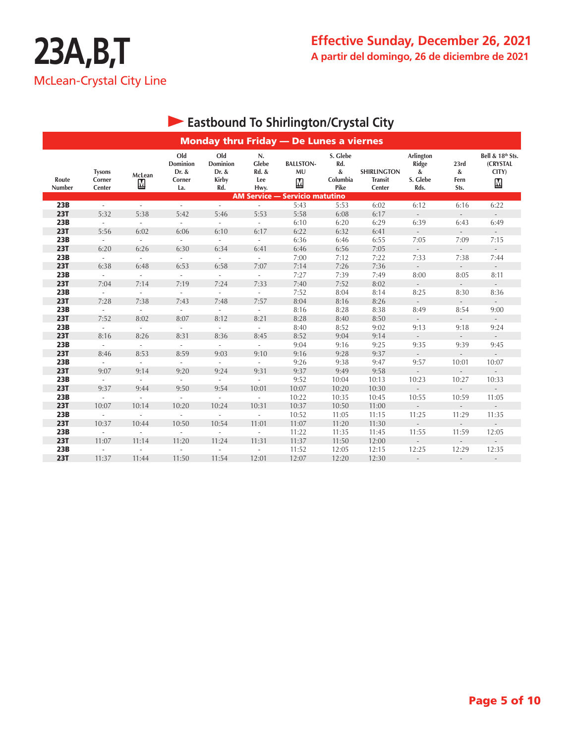# 23A,B,T

McLean-Crystal City Line

**Effective Sunday, December 26, 2021**
**A partir del domingo, 26 de diciembre de 2021**

## Eastbound To Shirlington/Crystal City

### Monday thru Friday — De Lunes a viernes

| Route Number | Tysons Corner Center | McLean M | Old Dominion Dr. & Corner La. | Old Dominion Dr. & Kirby Rd. | N. Glebe Rd. & Lee Hwy. | BALLSTON-MU M | S. Glebe Rd. & Columbia Pike | SHIRLINGTON Transit Center | Arlington Ridge & S. Glebe Rds. | 23rd & Fern Sts. | Bell & 18th Sts. (CRYSTAL CITY) M |
|---|---|---|---|---|---|---|---|---|---|---|---|
| **AM Service — Servicio matutino** | | | | | | | | | | | |
| 23B | - | - | - | - | - | 5:43 | 5:53 | 6:02 | 6:12 | 6:16 | 6:22 |
| 23T | 5:32 | 5:38 | 5:42 | 5:46 | 5:53 | 5:58 | 6:08 | 6:17 | - | - | - |
| 23B | - | - | - | - | - | 6:10 | 6:20 | 6:29 | 6:39 | 6:43 | 6:49 |
| 23T | 5:56 | 6:02 | 6:06 | 6:10 | 6:17 | 6:22 | 6:32 | 6:41 | - | - | - |
| 23B | - | - | - | - | - | 6:36 | 6:46 | 6:55 | 7:05 | 7:09 | 7:15 |
| 23T | 6:20 | 6:26 | 6:30 | 6:34 | 6:41 | 6:46 | 6:56 | 7:05 | - | - | - |
| 23B | - | - | - | - | - | 7:00 | 7:12 | 7:22 | 7:33 | 7:38 | 7:44 |
| 23T | 6:38 | 6:48 | 6:53 | 6:58 | 7:07 | 7:14 | 7:26 | 7:36 | - | - | - |
| 23B | - | - | - | - | - | 7:27 | 7:39 | 7:49 | 8:00 | 8:05 | 8:11 |
| 23T | 7:04 | 7:14 | 7:19 | 7:24 | 7:33 | 7:40 | 7:52 | 8:02 | - | - | - |
| 23B | - | - | - | - | - | 7:52 | 8:04 | 8:14 | 8:25 | 8:30 | 8:36 |
| 23T | 7:28 | 7:38 | 7:43 | 7:48 | 7:57 | 8:04 | 8:16 | 8:26 | - | - | - |
| 23B | - | - | - | - | - | 8:16 | 8:28 | 8:38 | 8:49 | 8:54 | 9:00 |
| 23T | 7:52 | 8:02 | 8:07 | 8:12 | 8:21 | 8:28 | 8:40 | 8:50 | - | - | - |
| 23B | - | - | - | - | - | 8:40 | 8:52 | 9:02 | 9:13 | 9:18 | 9:24 |
| 23T | 8:16 | 8:26 | 8:31 | 8:36 | 8:45 | 8:52 | 9:04 | 9:14 | - | - | - |
| 23B | - | - | - | - | - | 9:04 | 9:16 | 9:25 | 9:35 | 9:39 | 9:45 |
| 23T | 8:46 | 8:53 | 8:59 | 9:03 | 9:10 | 9:16 | 9:28 | 9:37 | - | - | - |
| 23B | - | - | - | - | - | 9:26 | 9:38 | 9:47 | 9:57 | 10:01 | 10:07 |
| 23T | 9:07 | 9:14 | 9:20 | 9:24 | 9:31 | 9:37 | 9:49 | 9:58 | - | - | - |
| 23B | - | - | - | - | - | 9:52 | 10:04 | 10:13 | 10:23 | 10:27 | 10:33 |
| 23T | 9:37 | 9:44 | 9:50 | 9:54 | 10:01 | 10:07 | 10:20 | 10:30 | - | - | - |
| 23B | - | - | - | - | - | 10:22 | 10:35 | 10:45 | 10:55 | 10:59 | 11:05 |
| 23T | 10:07 | 10:14 | 10:20 | 10:24 | 10:31 | 10:37 | 10:50 | 11:00 | - | - | - |
| 23B | - | - | - | - | - | 10:52 | 11:05 | 11:15 | 11:25 | 11:29 | 11:35 |
| 23T | 10:37 | 10:44 | 10:50 | 10:54 | 11:01 | 11:07 | 11:20 | 11:30 | - | - | - |
| 23B | - | - | - | - | - | 11:22 | 11:35 | 11:45 | 11:55 | 11:59 | 12:05 |
| 23T | 11:07 | 11:14 | 11:20 | 11:24 | 11:31 | 11:37 | 11:50 | 12:00 | - | - | - |
| 23B | - | - | - | - | - | 11:52 | 12:05 | 12:15 | 12:25 | 12:29 | 12:35 |
| 23T | 11:37 | 11:44 | 11:50 | 11:54 | 12:01 | 12:07 | 12:20 | 12:30 | - | - | - |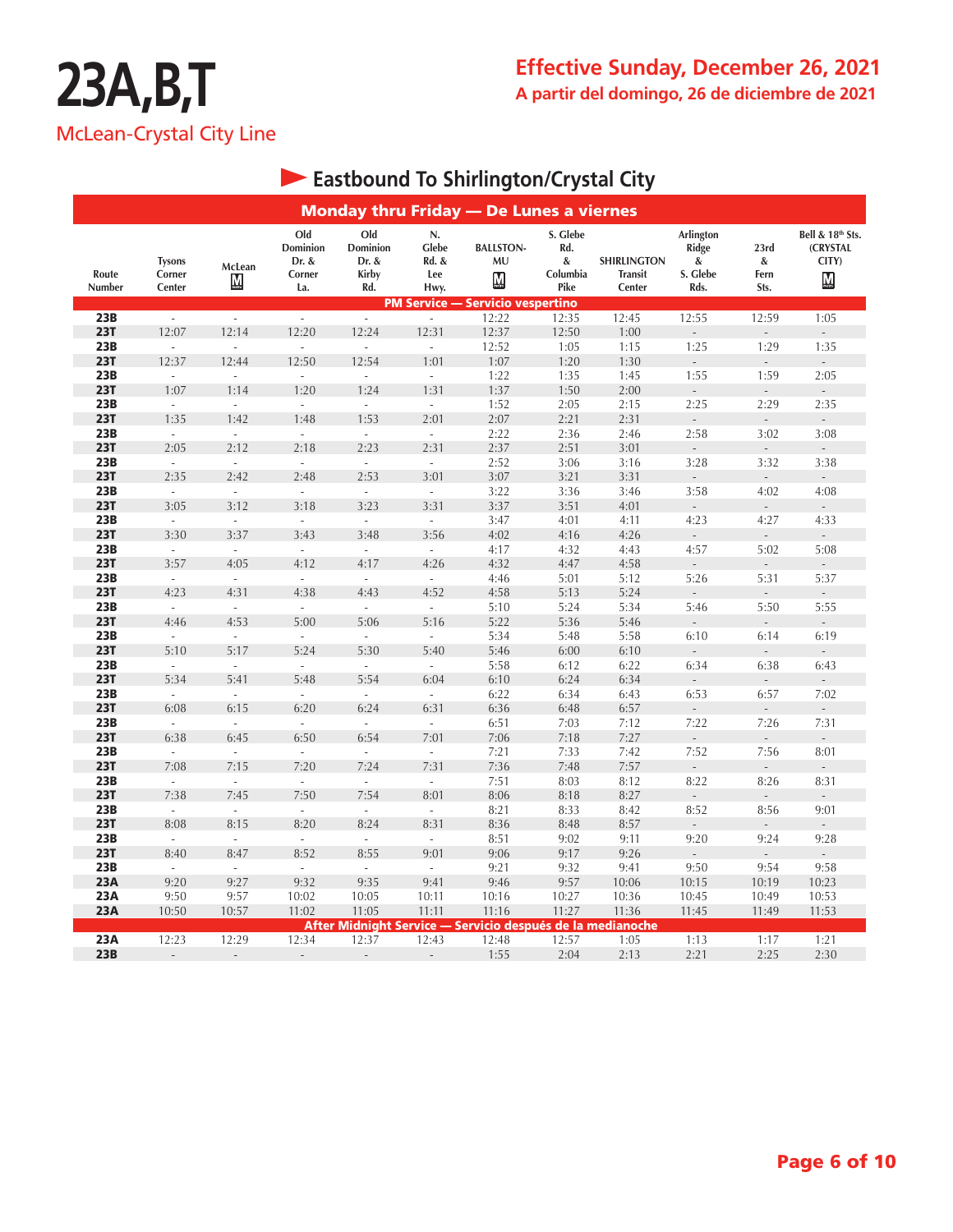# 23A,B,T

McLean-Crystal City Line

## Effective Sunday, December 26, 2021

**A partir del domingo, 26 de diciembre de 2021**

## Eastbound To Shirlington/Crystal City

**Monday thru Friday — De Lunes a viernes**

| Route Number | Tysons Corner Center | McLean M | Old Dominion Dr. & Corner La. | Old Dominion Dr. & Kirby Rd. | N. Glebe Rd. & Lee Hwy. | BALLSTON-MU M | S. Glebe Rd. & Columbia Pike | SHIRLINGTON Transit Center | Arlington Ridge & S. Glebe Rds. | 23rd & Fern Sts. | Bell & 18th Sts. (CRYSTAL CITY) M |
|---|---|---|---|---|---|---|---|---|---|---|---|
| **PM Service — Servicio vespertino** | | | | | | | | | | | |
| 23B | - | - | - | - | - | 12:22 | 12:35 | 12:45 | 12:55 | 12:59 | 1:05 |
| 23T | 12:07 | 12:14 | 12:20 | 12:24 | 12:31 | 12:37 | 12:50 | 1:00 | - | - | - |
| 23B | - | - | - | - | - | 12:52 | 1:05 | 1:15 | 1:25 | 1:29 | 1:35 |
| 23T | 12:37 | 12:44 | 12:50 | 12:54 | 1:01 | 1:07 | 1:20 | 1:30 | - | - | - |
| 23B | - | - | - | - | - | 1:22 | 1:35 | 1:45 | 1:55 | 1:59 | 2:05 |
| 23T | 1:07 | 1:14 | 1:20 | 1:24 | 1:31 | 1:37 | 1:50 | 2:00 | - | - | - |
| 23B | - | - | - | - | - | 1:52 | 2:05 | 2:15 | 2:25 | 2:29 | 2:35 |
| 23T | 1:35 | 1:42 | 1:48 | 1:53 | 2:01 | 2:07 | 2:21 | 2:31 | - | - | - |
| 23B | - | - | - | - | - | 2:22 | 2:36 | 2:46 | 2:58 | 3:02 | 3:08 |
| 23T | 2:05 | 2:12 | 2:18 | 2:23 | 2:31 | 2:37 | 2:51 | 3:01 | - | - | - |
| 23B | - | - | - | - | - | 2:52 | 3:06 | 3:16 | 3:28 | 3:32 | 3:38 |
| 23T | 2:35 | 2:42 | 2:48 | 2:53 | 3:01 | 3:07 | 3:21 | 3:31 | - | - | - |
| 23B | - | - | - | - | - | 3:22 | 3:36 | 3:46 | 3:58 | 4:02 | 4:08 |
| 23T | 3:05 | 3:12 | 3:18 | 3:23 | 3:31 | 3:37 | 3:51 | 4:01 | - | - | - |
| 23B | - | - | - | - | - | 3:47 | 4:01 | 4:11 | 4:23 | 4:27 | 4:33 |
| 23T | 3:30 | 3:37 | 3:43 | 3:48 | 3:56 | 4:02 | 4:16 | 4:26 | - | - | - |
| 23B | - | - | - | - | - | 4:17 | 4:32 | 4:43 | 4:57 | 5:02 | 5:08 |
| 23T | 3:57 | 4:05 | 4:12 | 4:17 | 4:26 | 4:32 | 4:47 | 4:58 | - | - | - |
| 23B | - | - | - | - | - | 4:46 | 5:01 | 5:12 | 5:26 | 5:31 | 5:37 |
| 23T | 4:23 | 4:31 | 4:38 | 4:43 | 4:52 | 4:58 | 5:13 | 5:24 | - | - | - |
| 23B | - | - | - | - | - | 5:10 | 5:24 | 5:34 | 5:46 | 5:50 | 5:55 |
| 23T | 4:46 | 4:53 | 5:00 | 5:06 | 5:16 | 5:22 | 5:36 | 5:46 | - | - | - |
| 23B | - | - | - | - | - | 5:34 | 5:48 | 5:58 | 6:10 | 6:14 | 6:19 |
| 23T | 5:10 | 5:17 | 5:24 | 5:30 | 5:40 | 5:46 | 6:00 | 6:10 | - | - | - |
| 23B | - | - | - | - | - | 5:58 | 6:12 | 6:22 | 6:34 | 6:38 | 6:43 |
| 23T | 5:34 | 5:41 | 5:48 | 5:54 | 6:04 | 6:10 | 6:24 | 6:34 | - | - | - |
| 23B | - | - | - | - | - | 6:22 | 6:34 | 6:43 | 6:53 | 6:57 | 7:02 |
| 23T | 6:08 | 6:15 | 6:20 | 6:24 | 6:31 | 6:36 | 6:48 | 6:57 | - | - | - |
| 23B | - | - | - | - | - | 6:51 | 7:03 | 7:12 | 7:22 | 7:26 | 7:31 |
| 23T | 6:38 | 6:45 | 6:50 | 6:54 | 7:01 | 7:06 | 7:18 | 7:27 | - | - | - |
| 23B | - | - | - | - | - | 7:21 | 7:33 | 7:42 | 7:52 | 7:56 | 8:01 |
| 23T | 7:08 | 7:15 | 7:20 | 7:24 | 7:31 | 7:36 | 7:48 | 7:57 | - | - | - |
| 23B | - | - | - | - | - | 7:51 | 8:03 | 8:12 | 8:22 | 8:26 | 8:31 |
| 23T | 7:38 | 7:45 | 7:50 | 7:54 | 8:01 | 8:06 | 8:18 | 8:27 | - | - | - |
| 23B | - | - | - | - | - | 8:21 | 8:33 | 8:42 | 8:52 | 8:56 | 9:01 |
| 23T | 8:08 | 8:15 | 8:20 | 8:24 | 8:31 | 8:36 | 8:48 | 8:57 | - | - | - |
| 23B | - | - | - | - | - | 8:51 | 9:02 | 9:11 | 9:20 | 9:24 | 9:28 |
| 23T | 8:40 | 8:47 | 8:52 | 8:55 | 9:01 | 9:06 | 9:17 | 9:26 | - | - | - |
| 23B | - | - | - | - | - | 9:21 | 9:32 | 9:41 | 9:50 | 9:54 | 9:58 |
| 23A | 9:20 | 9:27 | 9:32 | 9:35 | 9:41 | 9:46 | 9:57 | 10:06 | 10:15 | 10:19 | 10:23 |
| 23A | 9:50 | 9:57 | 10:02 | 10:05 | 10:11 | 10:16 | 10:27 | 10:36 | 10:45 | 10:49 | 10:53 |
| 23A | 10:50 | 10:57 | 11:02 | 11:05 | 11:11 | 11:16 | 11:27 | 11:36 | 11:45 | 11:49 | 11:53 |
| **After Midnight Service — Servicio después de la medianoche** | | | | | | | | | | | |
| 23A | 12:23 | 12:29 | 12:34 | 12:37 | 12:43 | 12:48 | 12:57 | 1:05 | 1:13 | 1:17 | 1:21 |
| 23B | - | - | - | - | - | 1:55 | 2:04 | 2:13 | 2:21 | 2:25 | 2:30 |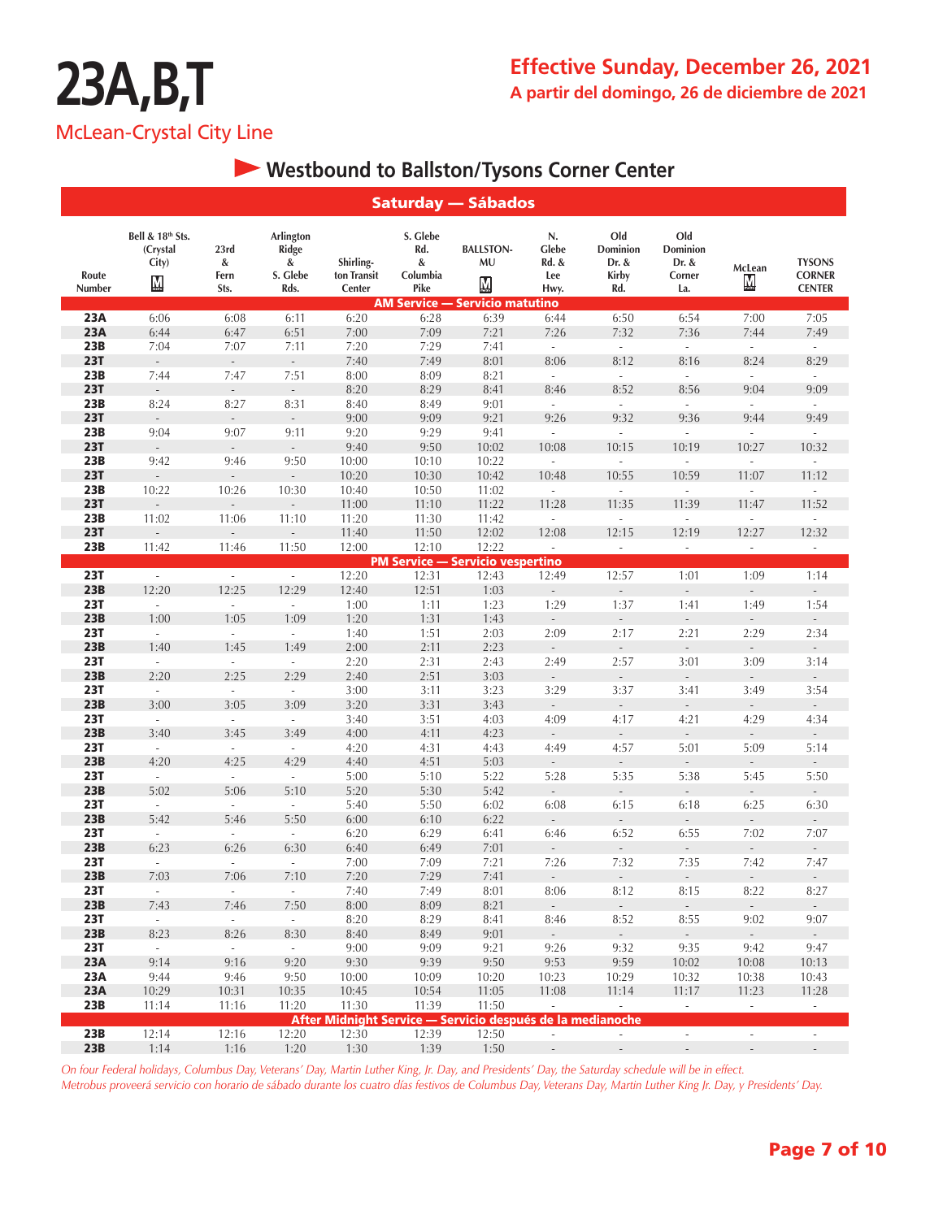# 23A,B,T

McLean-Crystal City Line

## Effective Sunday, December 26, 2021

**A partir del domingo, 26 de diciembre de 2021**

## Westbound to Ballston/Tysons Corner Center

### Saturday — Sábados

| Route Number | Bell & 18th Sts. (Crystal City) M | 23rd & Fern Sts. | Arlington Ridge & S. Glebe Rds. | Shirlington Transit Center | S. Glebe Rd. & Columbia Pike | BALLSTON-MU M | N. Glebe Rd. & Lee Hwy. | Old Dominion Dr. & Kirby Rd. | Old Dominion Dr. & Corner La. | McLean M | TYSONS CORNER CENTER |
|---|---|---|---|---|---|---|---|---|---|---|---|
| **AM Service — Servicio matutino** | | | | | | | | | | | |
| 23A | 6:06 | 6:08 | 6:11 | 6:20 | 6:28 | 6:39 | 6:44 | 6:50 | 6:54 | 7:00 | 7:05 |
| 23A | 6:44 | 6:47 | 6:51 | 7:00 | 7:09 | 7:21 | 7:26 | 7:32 | 7:36 | 7:44 | 7:49 |
| 23B | 7:04 | 7:07 | 7:11 | 7:20 | 7:29 | 7:41 | - | - | - | - | - |
| 23T | - | - | - | 7:40 | 7:49 | 8:01 | 8:06 | 8:12 | 8:16 | 8:24 | 8:29 |
| 23B | 7:44 | 7:47 | 7:51 | 8:00 | 8:09 | 8:21 | - | - | - | - | - |
| 23T | - | - | - | 8:20 | 8:29 | 8:41 | 8:46 | 8:52 | 8:56 | 9:04 | 9:09 |
| 23B | 8:24 | 8:27 | 8:31 | 8:40 | 8:49 | 9:01 | - | - | - | - | - |
| 23T | - | - | - | 9:00 | 9:09 | 9:21 | 9:26 | 9:32 | 9:36 | 9:44 | 9:49 |
| 23B | 9:04 | 9:07 | 9:11 | 9:20 | 9:29 | 9:41 | - | - | - | - | - |
| 23T | - | - | - | 9:40 | 9:50 | 10:02 | 10:08 | 10:15 | 10:19 | 10:27 | 10:32 |
| 23B | 9:42 | 9:46 | 9:50 | 10:00 | 10:10 | 10:22 | - | - | - | - | - |
| 23T | - | - | - | 10:20 | 10:30 | 10:42 | 10:48 | 10:55 | 10:59 | 11:07 | 11:12 |
| 23B | 10:22 | 10:26 | 10:30 | 10:40 | 10:50 | 11:02 | - | - | - | - | - |
| 23T | - | - | - | 11:00 | 11:10 | 11:22 | 11:28 | 11:35 | 11:39 | 11:47 | 11:52 |
| 23B | 11:02 | 11:06 | 11:10 | 11:20 | 11:30 | 11:42 | - | - | - | - | - |
| 23T | - | - | - | 11:40 | 11:50 | 12:02 | 12:08 | 12:15 | 12:19 | 12:27 | 12:32 |
| 23B | 11:42 | 11:46 | 11:50 | 12:00 | 12:10 | 12:22 | - | - | - | - | - |
| **PM Service — Servicio vespertino** | | | | | | | | | | | |
| 23T | - | - | - | 12:20 | 12:31 | 12:43 | 12:49 | 12:57 | 1:01 | 1:09 | 1:14 |
| 23B | 12:20 | 12:25 | 12:29 | 12:40 | 12:51 | 1:03 | - | - | - | - | - |
| 23T | - | - | - | 1:00 | 1:11 | 1:23 | 1:29 | 1:37 | 1:41 | 1:49 | 1:54 |
| 23B | 1:00 | 1:05 | 1:09 | 1:20 | 1:31 | 1:43 | - | - | - | - | - |
| 23T | - | - | - | 1:40 | 1:51 | 2:03 | 2:09 | 2:17 | 2:21 | 2:29 | 2:34 |
| 23B | 1:40 | 1:45 | 1:49 | 2:00 | 2:11 | 2:23 | - | - | - | - | - |
| 23T | - | - | - | 2:20 | 2:31 | 2:43 | 2:49 | 2:57 | 3:01 | 3:09 | 3:14 |
| 23B | 2:20 | 2:25 | 2:29 | 2:40 | 2:51 | 3:03 | - | - | - | - | - |
| 23T | - | - | - | 3:00 | 3:11 | 3:23 | 3:29 | 3:37 | 3:41 | 3:49 | 3:54 |
| 23B | 3:00 | 3:05 | 3:09 | 3:20 | 3:31 | 3:43 | - | - | - | - | - |
| 23T | - | - | - | 3:40 | 3:51 | 4:03 | 4:09 | 4:17 | 4:21 | 4:29 | 4:34 |
| 23B | 3:40 | 3:45 | 3:49 | 4:00 | 4:11 | 4:23 | - | - | - | - | - |
| 23T | - | - | - | 4:20 | 4:31 | 4:43 | 4:49 | 4:57 | 5:01 | 5:09 | 5:14 |
| 23B | 4:20 | 4:25 | 4:29 | 4:40 | 4:51 | 5:03 | - | - | - | - | - |
| 23T | - | - | - | 5:00 | 5:10 | 5:22 | 5:28 | 5:35 | 5:38 | 5:45 | 5:50 |
| 23B | 5:02 | 5:06 | 5:10 | 5:20 | 5:30 | 5:42 | - | - | - | - | - |
| 23T | - | - | - | 5:40 | 5:50 | 6:02 | 6:08 | 6:15 | 6:18 | 6:25 | 6:30 |
| 23B | 5:42 | 5:46 | 5:50 | 6:00 | 6:10 | 6:22 | - | - | - | - | - |
| 23T | - | - | - | 6:20 | 6:29 | 6:41 | 6:46 | 6:52 | 6:55 | 7:02 | 7:07 |
| 23B | 6:23 | 6:26 | 6:30 | 6:40 | 6:49 | 7:01 | - | - | - | - | - |
| 23T | - | - | - | 7:00 | 7:09 | 7:21 | 7:26 | 7:32 | 7:35 | 7:42 | 7:47 |
| 23B | 7:03 | 7:06 | 7:10 | 7:20 | 7:29 | 7:41 | - | - | - | - | - |
| 23T | - | - | - | 7:40 | 7:49 | 8:01 | 8:06 | 8:12 | 8:15 | 8:22 | 8:27 |
| 23B | 7:43 | 7:46 | 7:50 | 8:00 | 8:09 | 8:21 | - | - | - | - | - |
| 23T | - | - | - | 8:20 | 8:29 | 8:41 | 8:46 | 8:52 | 8:55 | 9:02 | 9:07 |
| 23B | 8:23 | 8:26 | 8:30 | 8:40 | 8:49 | 9:01 | - | - | - | - | - |
| 23T | - | - | - | 9:00 | 9:09 | 9:21 | 9:26 | 9:32 | 9:35 | 9:42 | 9:47 |
| 23A | 9:14 | 9:16 | 9:20 | 9:30 | 9:39 | 9:50 | 9:53 | 9:59 | 10:02 | 10:08 | 10:13 |
| 23A | 9:44 | 9:46 | 9:50 | 10:00 | 10:09 | 10:20 | 10:23 | 10:29 | 10:32 | 10:38 | 10:43 |
| 23A | 10:29 | 10:31 | 10:35 | 10:45 | 10:54 | 11:05 | 11:08 | 11:14 | 11:17 | 11:23 | 11:28 |
| 23B | 11:14 | 11:16 | 11:20 | 11:30 | 11:39 | 11:50 | - | - | - | - | - |
| **After Midnight Service — Servicio después de la medianoche** | | | | | | | | | | | |
| 23B | 12:14 | 12:16 | 12:20 | 12:30 | 12:39 | 12:50 | - | - | - | - | - |
| 23B | 1:14 | 1:16 | 1:20 | 1:30 | 1:39 | 1:50 | - | - | - | - | - |

*On four Federal holidays, Columbus Day, Veterans' Day, Martin Luther King, Jr. Day, and Presidents' Day, the Saturday schedule will be in effect.*

*Metrobus proveerá servicio con horario de sábado durante los cuatro días festivos de Columbus Day, Veterans Day, Martin Luther King Jr. Day, y Presidents' Day.*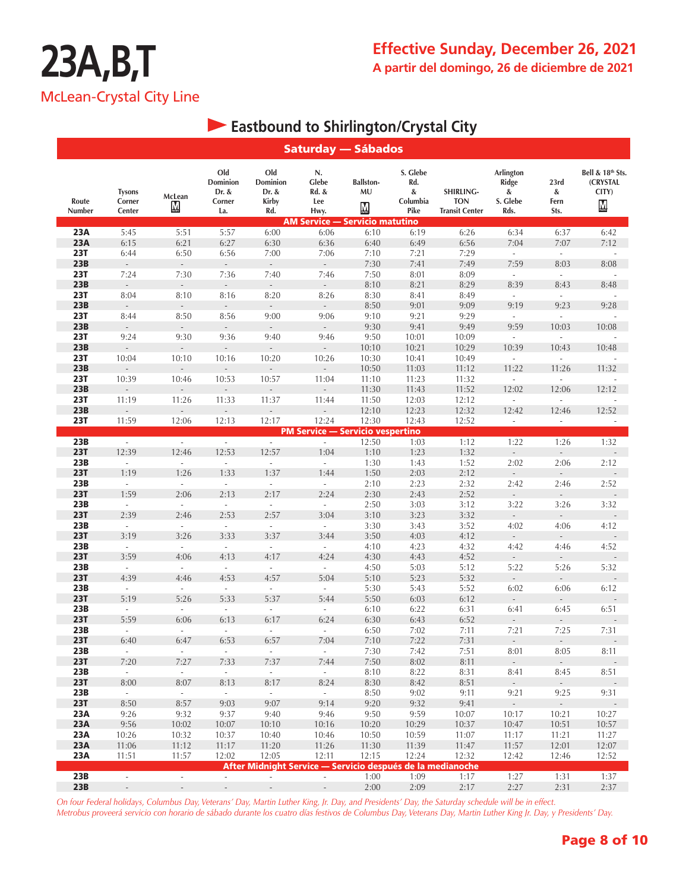# 23A,B,T

McLean-Crystal City Line

**Effective Sunday, December 26, 2021**

**A partir del domingo, 26 de diciembre de 2021**

## Eastbound to Shirlington/Crystal City

### Saturday — Sábados

| Route Number | Tysons Corner Center | McLean M | Old Dominion Dr. & Corner La. | Old Dominion Dr. & Kirby Rd. | N. Glebe Rd. & Lee Hwy. | Ballston-MU M | S. Glebe Rd. & Columbia Pike | SHIRLINGTON Transit Center | Arlington Ridge & S. Glebe Rds. | 23rd & Fern Sts. | Bell & 18th Sts. (CRYSTAL CITY) M |
|---|---|---|---|---|---|---|---|---|---|---|---|
| **AM Service — Servicio matutino** | | | | | | | | | | | |
| 23A | 5:45 | 5:51 | 5:57 | 6:00 | 6:06 | 6:10 | 6:19 | 6:26 | 6:34 | 6:37 | 6:42 |
| 23A | 6:15 | 6:21 | 6:27 | 6:30 | 6:36 | 6:40 | 6:49 | 6:56 | 7:04 | 7:07 | 7:12 |
| 23T | 6:44 | 6:50 | 6:56 | 7:00 | 7:06 | 7:10 | 7:21 | 7:29 | - | - | - |
| 23B | - | - | - | - | - | 7:30 | 7:41 | 7:49 | 7:59 | 8:03 | 8:08 |
| 23T | 7:24 | 7:30 | 7:36 | 7:40 | 7:46 | 7:50 | 8:01 | 8:09 | - | - | - |
| 23B | - | - | - | - | - | 8:10 | 8:21 | 8:29 | 8:39 | 8:43 | 8:48 |
| 23T | 8:04 | 8:10 | 8:16 | 8:20 | 8:26 | 8:30 | 8:41 | 8:49 | - | - | - |
| 23B | - | - | - | - | - | 8:50 | 9:01 | 9:09 | 9:19 | 9:23 | 9:28 |
| 23T | 8:44 | 8:50 | 8:56 | 9:00 | 9:06 | 9:10 | 9:21 | 9:29 | - | - | - |
| 23B | - | - | - | - | - | 9:30 | 9:41 | 9:49 | 9:59 | 10:03 | 10:08 |
| 23T | 9:24 | 9:30 | 9:36 | 9:40 | 9:46 | 9:50 | 10:01 | 10:09 | - | - | - |
| 23B | - | - | - | - | - | 10:10 | 10:21 | 10:29 | 10:39 | 10:43 | 10:48 |
| 23T | 10:04 | 10:10 | 10:16 | 10:20 | 10:26 | 10:30 | 10:41 | 10:49 | - | - | - |
| 23B | - | - | - | - | - | 10:50 | 11:03 | 11:12 | 11:22 | 11:26 | 11:32 |
| 23T | 10:39 | 10:46 | 10:53 | 10:57 | 11:04 | 11:10 | 11:23 | 11:32 | - | - | - |
| 23B | - | - | - | - | - | 11:30 | 11:43 | 11:52 | 12:02 | 12:06 | 12:12 |
| 23T | 11:19 | 11:26 | 11:33 | 11:37 | 11:44 | 11:50 | 12:03 | 12:12 | - | - | - |
| 23B | - | - | - | - | - | 12:10 | 12:23 | 12:32 | 12:42 | 12:46 | 12:52 |
| 23T | 11:59 | 12:06 | 12:13 | 12:17 | 12:24 | 12:30 | 12:43 | 12:52 | - | - | - |
| **PM Service — Servicio vespertino** | | | | | | | | | | | |
| 23B | - | - | - | - | - | 12:50 | 1:03 | 1:12 | 1:22 | 1:26 | 1:32 |
| 23T | 12:39 | 12:46 | 12:53 | 12:57 | 1:04 | 1:10 | 1:23 | 1:32 | - | - | - |
| 23B | - | - | - | - | - | 1:30 | 1:43 | 1:52 | 2:02 | 2:06 | 2:12 |
| 23T | 1:19 | 1:26 | 1:33 | 1:37 | 1:44 | 1:50 | 2:03 | 2:12 | - | - | - |
| 23B | - | - | - | - | - | 2:10 | 2:23 | 2:32 | 2:42 | 2:46 | 2:52 |
| 23T | 1:59 | 2:06 | 2:13 | 2:17 | 2:24 | 2:30 | 2:43 | 2:52 | - | - | - |
| 23B | - | - | - | - | - | 2:50 | 3:03 | 3:12 | 3:22 | 3:26 | 3:32 |
| 23T | 2:39 | 2:46 | 2:53 | 2:57 | 3:04 | 3:10 | 3:23 | 3:32 | - | - | - |
| 23B | - | - | - | - | - | 3:30 | 3:43 | 3:52 | 4:02 | 4:06 | 4:12 |
| 23T | 3:19 | 3:26 | 3:33 | 3:37 | 3:44 | 3:50 | 4:03 | 4:12 | - | - | - |
| 23B | - | - | - | - | - | 4:10 | 4:23 | 4:32 | 4:42 | 4:46 | 4:52 |
| 23T | 3:59 | 4:06 | 4:13 | 4:17 | 4:24 | 4:30 | 4:43 | 4:52 | - | - | - |
| 23B | - | - | - | - | - | 4:50 | 5:03 | 5:12 | 5:22 | 5:26 | 5:32 |
| 23T | 4:39 | 4:46 | 4:53 | 4:57 | 5:04 | 5:10 | 5:23 | 5:32 | - | - | - |
| 23B | - | - | - | - | - | 5:30 | 5:43 | 5:52 | 6:02 | 6:06 | 6:12 |
| 23T | 5:19 | 5:26 | 5:33 | 5:37 | 5:44 | 5:50 | 6:03 | 6:12 | - | - | - |
| 23B | - | - | - | - | - | 6:10 | 6:22 | 6:31 | 6:41 | 6:45 | 6:51 |
| 23T | 5:59 | 6:06 | 6:13 | 6:17 | 6:24 | 6:30 | 6:43 | 6:52 | - | - | - |
| 23B | - | - | - | - | - | 6:50 | 7:02 | 7:11 | 7:21 | 7:25 | 7:31 |
| 23T | 6:40 | 6:47 | 6:53 | 6:57 | 7:04 | 7:10 | 7:22 | 7:31 | - | - | - |
| 23B | - | - | - | - | - | 7:30 | 7:42 | 7:51 | 8:01 | 8:05 | 8:11 |
| 23T | 7:20 | 7:27 | 7:33 | 7:37 | 7:44 | 7:50 | 8:02 | 8:11 | - | - | - |
| 23B | - | - | - | - | - | 8:10 | 8:22 | 8:31 | 8:41 | 8:45 | 8:51 |
| 23T | 8:00 | 8:07 | 8:13 | 8:17 | 8:24 | 8:30 | 8:42 | 8:51 | - | - | - |
| 23B | - | - | - | - | - | 8:50 | 9:02 | 9:11 | 9:21 | 9:25 | 9:31 |
| 23T | 8:50 | 8:57 | 9:03 | 9:07 | 9:14 | 9:20 | 9:32 | 9:41 | - | - | - |
| 23A | 9:26 | 9:32 | 9:37 | 9:40 | 9:46 | 9:50 | 9:59 | 10:07 | 10:17 | 10:21 | 10:27 |
| 23A | 9:56 | 10:02 | 10:07 | 10:10 | 10:16 | 10:20 | 10:29 | 10:37 | 10:47 | 10:51 | 10:57 |
| 23A | 10:26 | 10:32 | 10:37 | 10:40 | 10:46 | 10:50 | 10:59 | 11:07 | 11:17 | 11:21 | 11:27 |
| 23A | 11:06 | 11:12 | 11:17 | 11:20 | 11:26 | 11:30 | 11:39 | 11:47 | 11:57 | 12:01 | 12:07 |
| 23A | 11:51 | 11:57 | 12:02 | 12:05 | 12:11 | 12:15 | 12:24 | 12:32 | 12:42 | 12:46 | 12:52 |
| **After Midnight Service — Servicio después de la medianoche** | | | | | | | | | | | |
| 23B | - | - | - | - | - | 1:00 | 1:09 | 1:17 | 1:27 | 1:31 | 1:37 |
| 23B | - | - | - | - | - | 2:00 | 2:09 | 2:17 | 2:27 | 2:31 | 2:37 |

*On four Federal holidays, Columbus Day, Veterans' Day, Martin Luther King, Jr. Day, and Presidents' Day, the Saturday schedule will be in effect.*
*Metrobus proveerá servicio con horario de sábado durante los cuatro días festivos de Columbus Day, Veterans Day, Martin Luther King Jr. Day, y Presidents' Day.*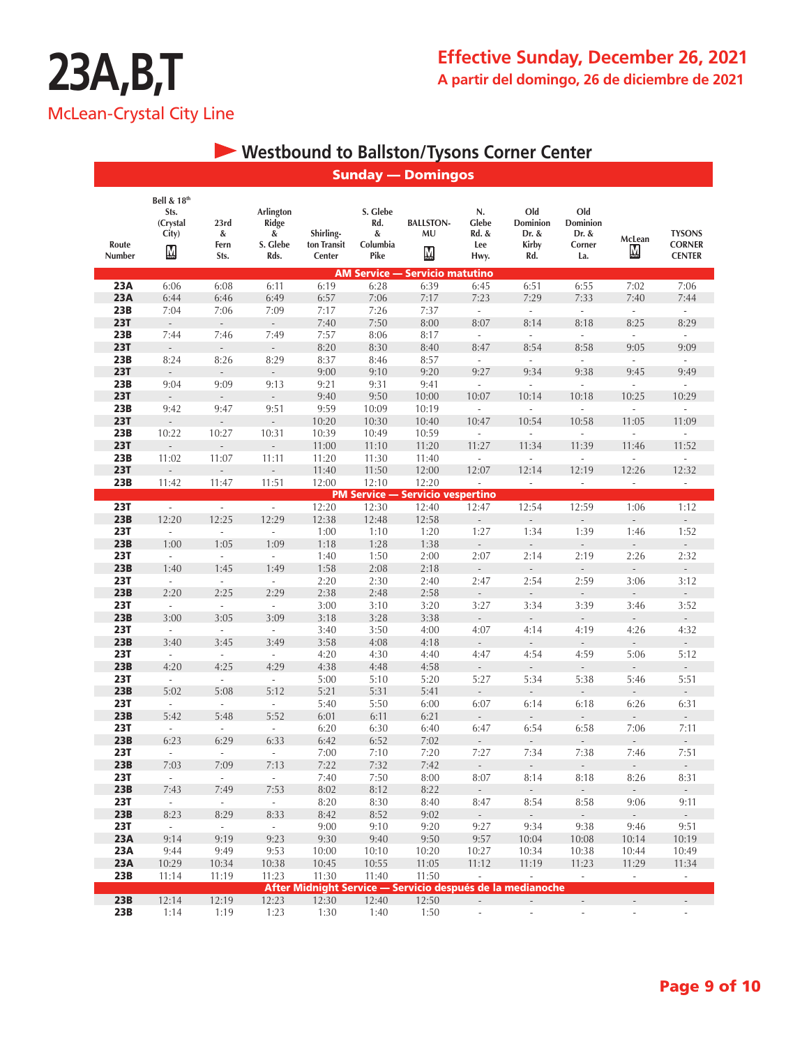# 23A,B,T

McLean-Crystal City Line

**Effective Sunday, December 26, 2021**

**A partir del domingo, 26 de diciembre de 2021**

## Westbound to Ballston/Tysons Corner Center

### Sunday — Domingos

| Route Number | Bell & 18th Sts. (Crystal City) Ⓜ | 23rd & Fern Sts. | Arlington Ridge & S. Glebe Rds. | Shirlington Transit Center | S. Glebe Rd. & Columbia Pike | BALLSTON-MU Ⓜ | N. Glebe Rd. & Lee Hwy. | Old Dominion Dr. & Kirby Rd. | Old Dominion Dr. & Corner La. | McLean Ⓜ | TYSONS CORNER CENTER |
|---|---|---|---|---|---|---|---|---|---|---|---|
| **AM Service — Servicio matutino** | | | | | | | | | | | |
| 23A | 6:06 | 6:08 | 6:11 | 6:19 | 6:28 | 6:39 | 6:45 | 6:51 | 6:55 | 7:02 | 7:06 |
| 23A | 6:44 | 6:46 | 6:49 | 6:57 | 7:06 | 7:17 | 7:23 | 7:29 | 7:33 | 7:40 | 7:44 |
| 23B | 7:04 | 7:06 | 7:09 | 7:17 | 7:26 | 7:37 | - | - | - | - | - |
| 23T | - | - | - | 7:40 | 7:50 | 8:00 | 8:07 | 8:14 | 8:18 | 8:25 | 8:29 |
| 23B | 7:44 | 7:46 | 7:49 | 7:57 | 8:06 | 8:17 | - | - | - | - | - |
| 23T | - | - | - | 8:20 | 8:30 | 8:40 | 8:47 | 8:54 | 8:58 | 9:05 | 9:09 |
| 23B | 8:24 | 8:26 | 8:29 | 8:37 | 8:46 | 8:57 | - | - | - | - | - |
| 23T | - | - | - | 9:00 | 9:10 | 9:20 | 9:27 | 9:34 | 9:38 | 9:45 | 9:49 |
| 23B | 9:04 | 9:09 | 9:13 | 9:21 | 9:31 | 9:41 | - | - | - | - | - |
| 23T | - | - | - | 9:40 | 9:50 | 10:00 | 10:07 | 10:14 | 10:18 | 10:25 | 10:29 |
| 23B | 9:42 | 9:47 | 9:51 | 9:59 | 10:09 | 10:19 | - | - | - | - | - |
| 23T | - | - | - | 10:20 | 10:30 | 10:40 | 10:47 | 10:54 | 10:58 | 11:05 | 11:09 |
| 23B | 10:22 | 10:27 | 10:31 | 10:39 | 10:49 | 10:59 | - | - | - | - | - |
| 23T | - | - | - | 11:00 | 11:10 | 11:20 | 11:27 | 11:34 | 11:39 | 11:46 | 11:52 |
| 23B | 11:02 | 11:07 | 11:11 | 11:20 | 11:30 | 11:40 | - | - | - | - | - |
| 23T | - | - | - | 11:40 | 11:50 | 12:00 | 12:07 | 12:14 | 12:19 | 12:26 | 12:32 |
| 23B | 11:42 | 11:47 | 11:51 | 12:00 | 12:10 | 12:20 | - | - | - | - | - |
| **PM Service — Servicio vespertino** | | | | | | | | | | | |
| 23T | - | - | - | 12:20 | 12:30 | 12:40 | 12:47 | 12:54 | 12:59 | 1:06 | 1:12 |
| 23B | 12:20 | 12:25 | 12:29 | 12:38 | 12:48 | 12:58 | - | - | - | - | - |
| 23T | - | - | - | 1:00 | 1:10 | 1:20 | 1:27 | 1:34 | 1:39 | 1:46 | 1:52 |
| 23B | 1:00 | 1:05 | 1:09 | 1:18 | 1:28 | 1:38 | - | - | - | - | - |
| 23T | - | - | - | 1:40 | 1:50 | 2:00 | 2:07 | 2:14 | 2:19 | 2:26 | 2:32 |
| 23B | 1:40 | 1:45 | 1:49 | 1:58 | 2:08 | 2:18 | - | - | - | - | - |
| 23T | - | - | - | 2:20 | 2:30 | 2:40 | 2:47 | 2:54 | 2:59 | 3:06 | 3:12 |
| 23B | 2:20 | 2:25 | 2:29 | 2:38 | 2:48 | 2:58 | - | - | - | - | - |
| 23T | - | - | - | 3:00 | 3:10 | 3:20 | 3:27 | 3:34 | 3:39 | 3:46 | 3:52 |
| 23B | 3:00 | 3:05 | 3:09 | 3:18 | 3:28 | 3:38 | - | - | - | - | - |
| 23T | - | - | - | 3:40 | 3:50 | 4:00 | 4:07 | 4:14 | 4:19 | 4:26 | 4:32 |
| 23B | 3:40 | 3:45 | 3:49 | 3:58 | 4:08 | 4:18 | - | - | - | - | - |
| 23T | - | - | - | 4:20 | 4:30 | 4:40 | 4:47 | 4:54 | 4:59 | 5:06 | 5:12 |
| 23B | 4:20 | 4:25 | 4:29 | 4:38 | 4:48 | 4:58 | - | - | - | - | - |
| 23T | - | - | - | 5:00 | 5:10 | 5:20 | 5:27 | 5:34 | 5:38 | 5:46 | 5:51 |
| 23B | 5:02 | 5:08 | 5:12 | 5:21 | 5:31 | 5:41 | - | - | - | - | - |
| 23T | - | - | - | 5:40 | 5:50 | 6:00 | 6:07 | 6:14 | 6:18 | 6:26 | 6:31 |
| 23B | 5:42 | 5:48 | 5:52 | 6:01 | 6:11 | 6:21 | - | - | - | - | - |
| 23T | - | - | - | 6:20 | 6:30 | 6:40 | 6:47 | 6:54 | 6:58 | 7:06 | 7:11 |
| 23B | 6:23 | 6:29 | 6:33 | 6:42 | 6:52 | 7:02 | - | - | - | - | - |
| 23T | - | - | - | 7:00 | 7:10 | 7:20 | 7:27 | 7:34 | 7:38 | 7:46 | 7:51 |
| 23B | 7:03 | 7:09 | 7:13 | 7:22 | 7:32 | 7:42 | - | - | - | - | - |
| 23T | - | - | - | 7:40 | 7:50 | 8:00 | 8:07 | 8:14 | 8:18 | 8:26 | 8:31 |
| 23B | 7:43 | 7:49 | 7:53 | 8:02 | 8:12 | 8:22 | - | - | - | - | - |
| 23T | - | - | - | 8:20 | 8:30 | 8:40 | 8:47 | 8:54 | 8:58 | 9:06 | 9:11 |
| 23B | 8:23 | 8:29 | 8:33 | 8:42 | 8:52 | 9:02 | - | - | - | - | - |
| 23T | - | - | - | 9:00 | 9:10 | 9:20 | 9:27 | 9:34 | 9:38 | 9:46 | 9:51 |
| 23A | 9:14 | 9:19 | 9:23 | 9:30 | 9:40 | 9:50 | 9:57 | 10:04 | 10:08 | 10:14 | 10:19 |
| 23A | 9:44 | 9:49 | 9:53 | 10:00 | 10:10 | 10:20 | 10:27 | 10:34 | 10:38 | 10:44 | 10:49 |
| 23A | 10:29 | 10:34 | 10:38 | 10:45 | 10:55 | 11:05 | 11:12 | 11:19 | 11:23 | 11:29 | 11:34 |
| 23B | 11:14 | 11:19 | 11:23 | 11:30 | 11:40 | 11:50 | - | - | - | - | - |
| **After Midnight Service — Servicio después de la medianoche** | | | | | | | | | | | |
| 23B | 12:14 | 12:19 | 12:23 | 12:30 | 12:40 | 12:50 | - | - | - | - | - |
| 23B | 1:14 | 1:19 | 1:23 | 1:30 | 1:40 | 1:50 | - | - | - | - | - |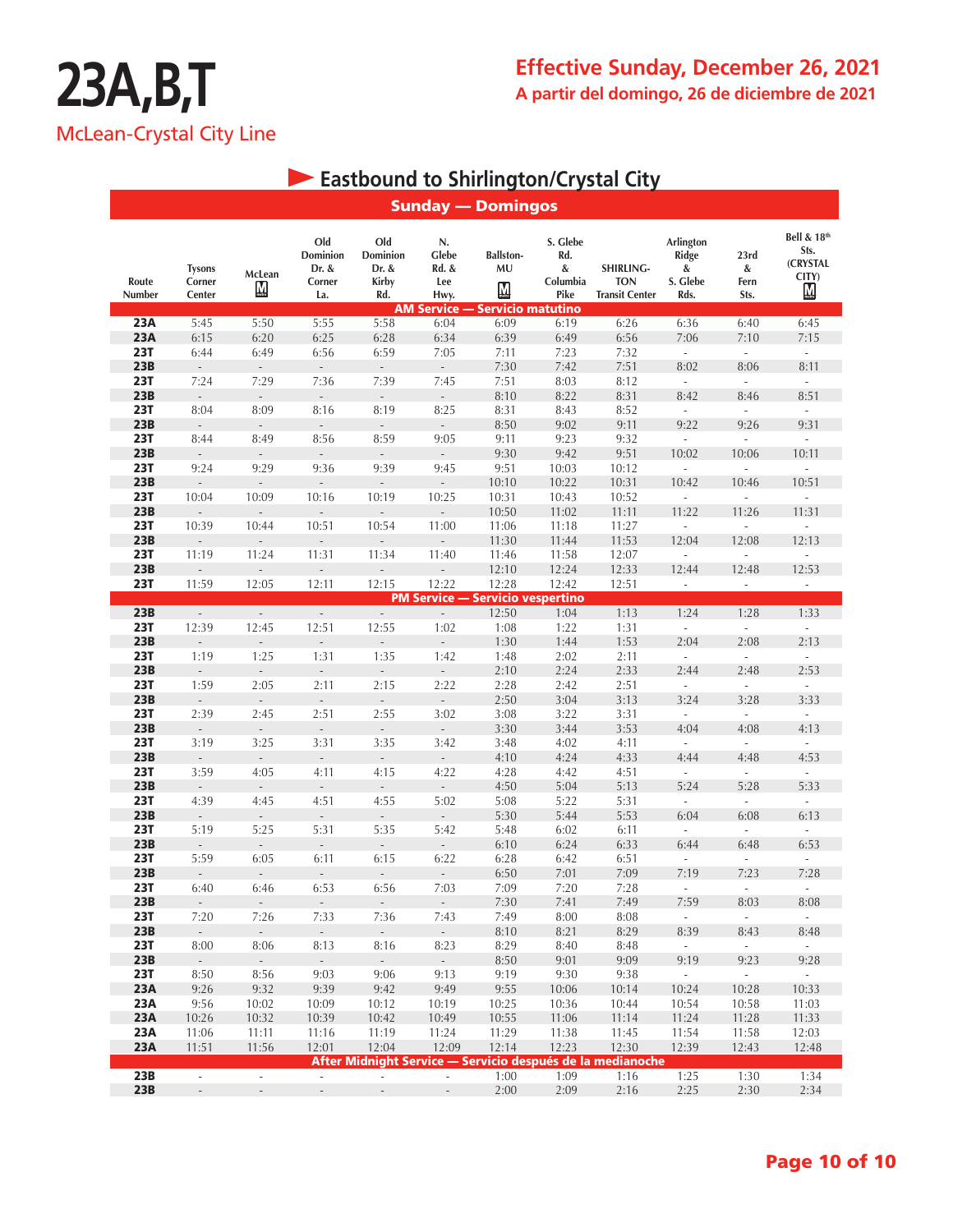# 23A,B,T

McLean-Crystal City Line

**Effective Sunday, December 26, 2021**
**A partir del domingo, 26 de diciembre de 2021**

## Eastbound to Shirlington/Crystal City

### Sunday — Domingos

| Route Number | Tysons Corner Center | McLean M | Old Dominion Dr. & Corner La. | Old Dominion Dr. & Kirby Rd. | N. Glebe Rd. & Lee Hwy. | Ballston-MU M | S. Glebe Rd. & Columbia Pike | SHIRLINGTON Transit Center | Arlington Ridge & S. Glebe Rds. | 23rd & Fern Sts. | Bell & 18th Sts. (CRYSTAL CITY) M |
|---|---|---|---|---|---|---|---|---|---|---|---|
| **AM Service — Servicio matutino** | | | | | | | | | | | |
| 23A | 5:45 | 5:50 | 5:55 | 5:58 | 6:04 | 6:09 | 6:19 | 6:26 | 6:36 | 6:40 | 6:45 |
| 23A | 6:15 | 6:20 | 6:25 | 6:28 | 6:34 | 6:39 | 6:49 | 6:56 | 7:06 | 7:10 | 7:15 |
| 23T | 6:44 | 6:49 | 6:56 | 6:59 | 7:05 | 7:11 | 7:23 | 7:32 | - | - | - |
| 23B | - | - | - | - | - | 7:30 | 7:42 | 7:51 | 8:02 | 8:06 | 8:11 |
| 23T | 7:24 | 7:29 | 7:36 | 7:39 | 7:45 | 7:51 | 8:03 | 8:12 | - | - | - |
| 23B | - | - | - | - | - | 8:10 | 8:22 | 8:31 | 8:42 | 8:46 | 8:51 |
| 23T | 8:04 | 8:09 | 8:16 | 8:19 | 8:25 | 8:31 | 8:43 | 8:52 | - | - | - |
| 23B | - | - | - | - | - | 8:50 | 9:02 | 9:11 | 9:22 | 9:26 | 9:31 |
| 23T | 8:44 | 8:49 | 8:56 | 8:59 | 9:05 | 9:11 | 9:23 | 9:32 | - | - | - |
| 23B | - | - | - | - | - | 9:30 | 9:42 | 9:51 | 10:02 | 10:06 | 10:11 |
| 23T | 9:24 | 9:29 | 9:36 | 9:39 | 9:45 | 9:51 | 10:03 | 10:12 | - | - | - |
| 23B | - | - | - | - | - | 10:10 | 10:22 | 10:31 | 10:42 | 10:46 | 10:51 |
| 23T | 10:04 | 10:09 | 10:16 | 10:19 | 10:25 | 10:31 | 10:43 | 10:52 | - | - | - |
| 23B | - | - | - | - | - | 10:50 | 11:02 | 11:11 | 11:22 | 11:26 | 11:31 |
| 23T | 10:39 | 10:44 | 10:51 | 10:54 | 11:00 | 11:06 | 11:18 | 11:27 | - | - | - |
| 23B | - | - | - | - | - | 11:30 | 11:44 | 11:53 | 12:04 | 12:08 | 12:13 |
| 23T | 11:19 | 11:24 | 11:31 | 11:34 | 11:40 | 11:46 | 11:58 | 12:07 | - | - | - |
| 23B | - | - | - | - | - | 12:10 | 12:24 | 12:33 | 12:44 | 12:48 | 12:53 |
| 23T | 11:59 | 12:05 | 12:11 | 12:15 | 12:22 | 12:28 | 12:42 | 12:51 | - | - | - |
| **PM Service — Servicio vespertino** | | | | | | | | | | | |
| 23B | - | - | - | - | - | 12:50 | 1:04 | 1:13 | 1:24 | 1:28 | 1:33 |
| 23T | 12:39 | 12:45 | 12:51 | 12:55 | 1:02 | 1:08 | 1:22 | 1:31 | - | - | - |
| 23B | - | - | - | - | - | 1:30 | 1:44 | 1:53 | 2:04 | 2:08 | 2:13 |
| 23T | 1:19 | 1:25 | 1:31 | 1:35 | 1:42 | 1:48 | 2:02 | 2:11 | - | - | - |
| 23B | - | - | - | - | - | 2:10 | 2:24 | 2:33 | 2:44 | 2:48 | 2:53 |
| 23T | 1:59 | 2:05 | 2:11 | 2:15 | 2:22 | 2:28 | 2:42 | 2:51 | - | - | - |
| 23B | - | - | - | - | - | 2:50 | 3:04 | 3:13 | 3:24 | 3:28 | 3:33 |
| 23T | 2:39 | 2:45 | 2:51 | 2:55 | 3:02 | 3:08 | 3:22 | 3:31 | - | - | - |
| 23B | - | - | - | - | - | 3:30 | 3:44 | 3:53 | 4:04 | 4:08 | 4:13 |
| 23T | 3:19 | 3:25 | 3:31 | 3:35 | 3:42 | 3:48 | 4:02 | 4:11 | - | - | - |
| 23B | - | - | - | - | - | 4:10 | 4:24 | 4:33 | 4:44 | 4:48 | 4:53 |
| 23T | 3:59 | 4:05 | 4:11 | 4:15 | 4:22 | 4:28 | 4:42 | 4:51 | - | - | - |
| 23B | - | - | - | - | - | 4:50 | 5:04 | 5:13 | 5:24 | 5:28 | 5:33 |
| 23T | 4:39 | 4:45 | 4:51 | 4:55 | 5:02 | 5:08 | 5:22 | 5:31 | - | - | - |
| 23B | - | - | - | - | - | 5:30 | 5:44 | 5:53 | 6:04 | 6:08 | 6:13 |
| 23T | 5:19 | 5:25 | 5:31 | 5:35 | 5:42 | 5:48 | 6:02 | 6:11 | - | - | - |
| 23B | - | - | - | - | - | 6:10 | 6:24 | 6:33 | 6:44 | 6:48 | 6:53 |
| 23T | 5:59 | 6:05 | 6:11 | 6:15 | 6:22 | 6:28 | 6:42 | 6:51 | - | - | - |
| 23B | - | - | - | - | - | 6:50 | 7:01 | 7:09 | 7:19 | 7:23 | 7:28 |
| 23T | 6:40 | 6:46 | 6:53 | 6:56 | 7:03 | 7:09 | 7:20 | 7:28 | - | - | - |
| 23B | - | - | - | - | - | 7:30 | 7:41 | 7:49 | 7:59 | 8:03 | 8:08 |
| 23T | 7:20 | 7:26 | 7:33 | 7:36 | 7:43 | 7:49 | 8:00 | 8:08 | - | - | - |
| 23B | - | - | - | - | - | 8:10 | 8:21 | 8:29 | 8:39 | 8:43 | 8:48 |
| 23T | 8:00 | 8:06 | 8:13 | 8:16 | 8:23 | 8:29 | 8:40 | 8:48 | - | - | - |
| 23B | - | - | - | - | - | 8:50 | 9:01 | 9:09 | 9:19 | 9:23 | 9:28 |
| 23T | 8:50 | 8:56 | 9:03 | 9:06 | 9:13 | 9:19 | 9:30 | 9:38 | - | - | - |
| 23A | 9:26 | 9:32 | 9:39 | 9:42 | 9:49 | 9:55 | 10:06 | 10:14 | 10:24 | 10:28 | 10:33 |
| 23A | 9:56 | 10:02 | 10:09 | 10:12 | 10:19 | 10:25 | 10:36 | 10:44 | 10:54 | 10:58 | 11:03 |
| 23A | 10:26 | 10:32 | 10:39 | 10:42 | 10:49 | 10:55 | 11:06 | 11:14 | 11:24 | 11:28 | 11:33 |
| 23A | 11:06 | 11:11 | 11:16 | 11:19 | 11:24 | 11:29 | 11:38 | 11:45 | 11:54 | 11:58 | 12:03 |
| 23A | 11:51 | 11:56 | 12:01 | 12:04 | 12:09 | 12:14 | 12:23 | 12:30 | 12:39 | 12:43 | 12:48 |
| **After Midnight Service — Servicio después de la medianoche** | | | | | | | | | | | |
| 23B | - | - | - | - | - | 1:00 | 1:09 | 1:16 | 1:25 | 1:30 | 1:34 |
| 23B | - | - | - | - | - | 2:00 | 2:09 | 2:16 | 2:25 | 2:30 | 2:34 |